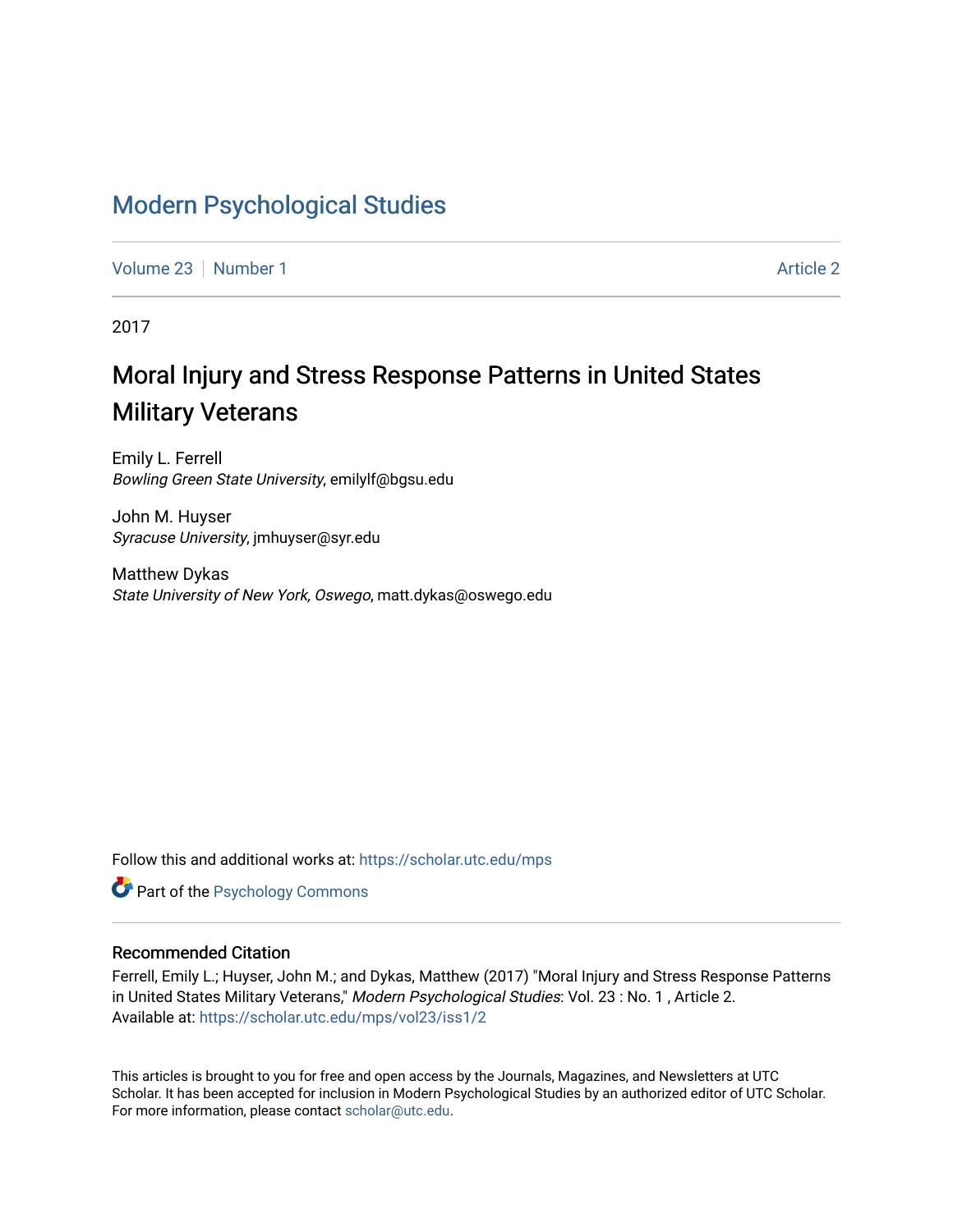# Modern Psychological Studies

Volume 23 | Number 1 | Article 2

2017

## Moral Injury and Stress Response Patterns in United States Military Veterans

Emily L. Ferrell
*Bowling Green State University*, emilylf@bgsu.edu

John M. Huyser
*Syracuse University*, jmhuyser@syr.edu

Matthew Dykas
*State University of New York, Oswego*, matt.dykas@oswego.edu

Follow this and additional works at: https://scholar.utc.edu/mps

Part of the Psychology Commons

### Recommended Citation

Ferrell, Emily L.; Huyser, John M.; and Dykas, Matthew (2017) "Moral Injury and Stress Response Patterns in United States Military Veterans," *Modern Psychological Studies*: Vol. 23 : No. 1 , Article 2.
Available at: https://scholar.utc.edu/mps/vol23/iss1/2

This articles is brought to you for free and open access by the Journals, Magazines, and Newsletters at UTC Scholar. It has been accepted for inclusion in Modern Psychological Studies by an authorized editor of UTC Scholar. For more information, please contact scholar@utc.edu.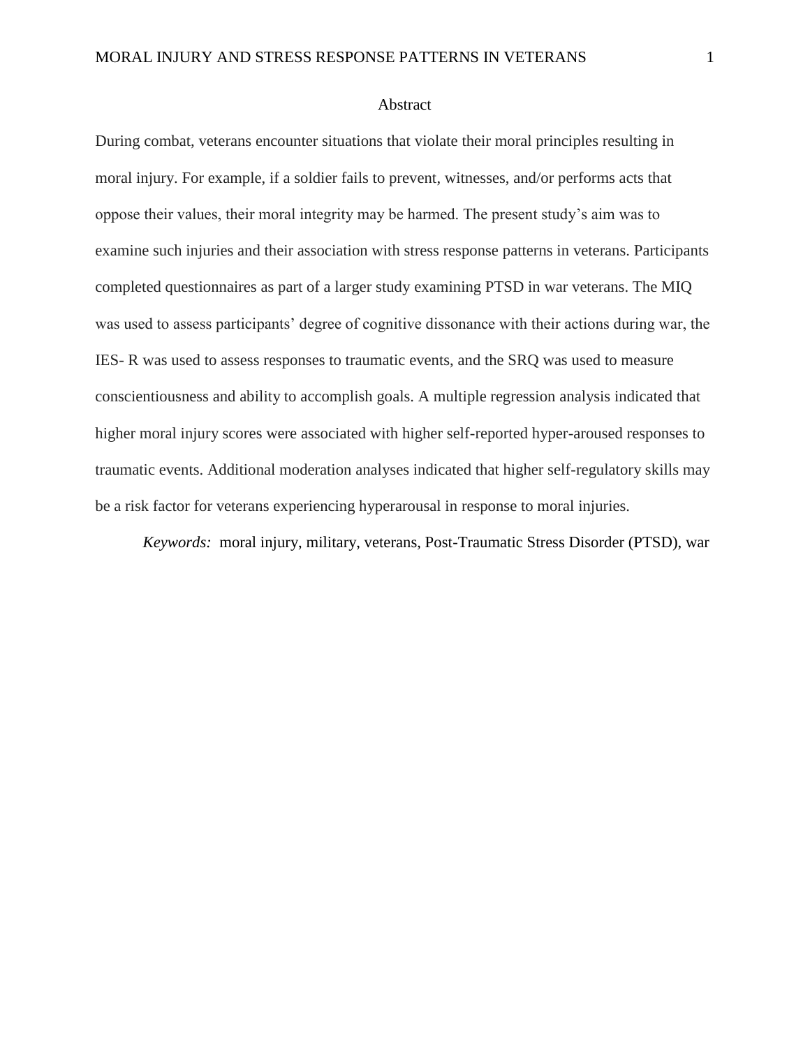# Abstract

During combat, veterans encounter situations that violate their moral principles resulting in moral injury. For example, if a soldier fails to prevent, witnesses, and/or performs acts that oppose their values, their moral integrity may be harmed. The present study's aim was to examine such injuries and their association with stress response patterns in veterans. Participants completed questionnaires as part of a larger study examining PTSD in war veterans. The MIQ was used to assess participants' degree of cognitive dissonance with their actions during war, the IES- R was used to assess responses to traumatic events, and the SRQ was used to measure conscientiousness and ability to accomplish goals. A multiple regression analysis indicated that higher moral injury scores were associated with higher self-reported hyper-aroused responses to traumatic events. Additional moderation analyses indicated that higher self-regulatory skills may be a risk factor for veterans experiencing hyperarousal in response to moral injuries.

*Keywords:* moral injury, military, veterans, Post-Traumatic Stress Disorder (PTSD), war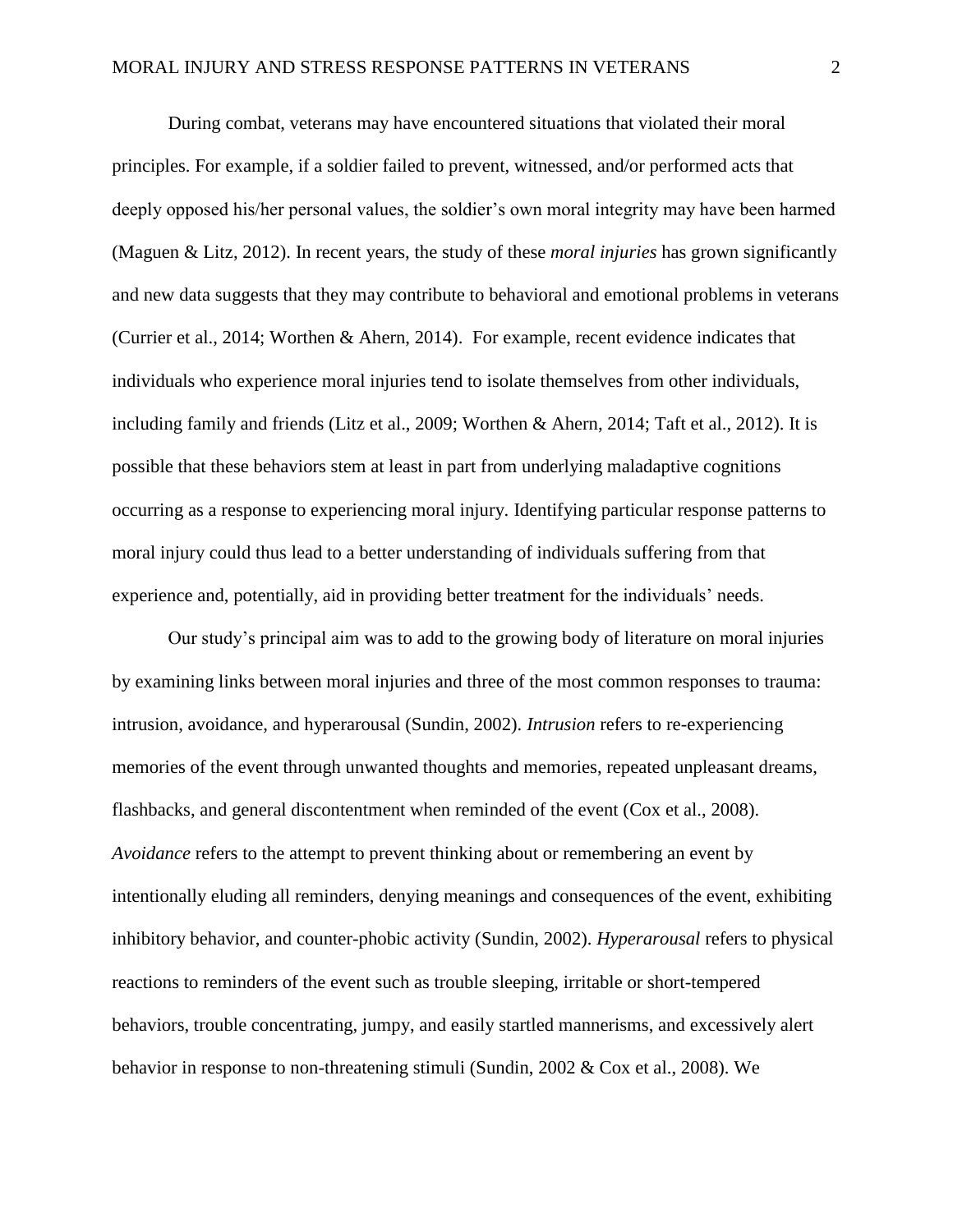During combat, veterans may have encountered situations that violated their moral principles. For example, if a soldier failed to prevent, witnessed, and/or performed acts that deeply opposed his/her personal values, the soldier's own moral integrity may have been harmed (Maguen & Litz, 2012). In recent years, the study of these *moral injuries* has grown significantly and new data suggests that they may contribute to behavioral and emotional problems in veterans (Currier et al., 2014; Worthen & Ahern, 2014). For example, recent evidence indicates that individuals who experience moral injuries tend to isolate themselves from other individuals, including family and friends (Litz et al., 2009; Worthen & Ahern, 2014; Taft et al., 2012). It is possible that these behaviors stem at least in part from underlying maladaptive cognitions occurring as a response to experiencing moral injury. Identifying particular response patterns to moral injury could thus lead to a better understanding of individuals suffering from that experience and, potentially, aid in providing better treatment for the individuals' needs.

Our study's principal aim was to add to the growing body of literature on moral injuries by examining links between moral injuries and three of the most common responses to trauma: intrusion, avoidance, and hyperarousal (Sundin, 2002). *Intrusion* refers to re-experiencing memories of the event through unwanted thoughts and memories, repeated unpleasant dreams, flashbacks, and general discontentment when reminded of the event (Cox et al., 2008). *Avoidance* refers to the attempt to prevent thinking about or remembering an event by intentionally eluding all reminders, denying meanings and consequences of the event, exhibiting inhibitory behavior, and counter-phobic activity (Sundin, 2002). *Hyperarousal* refers to physical reactions to reminders of the event such as trouble sleeping, irritable or short-tempered behaviors, trouble concentrating, jumpy, and easily startled mannerisms, and excessively alert behavior in response to non-threatening stimuli (Sundin, 2002 & Cox et al., 2008). We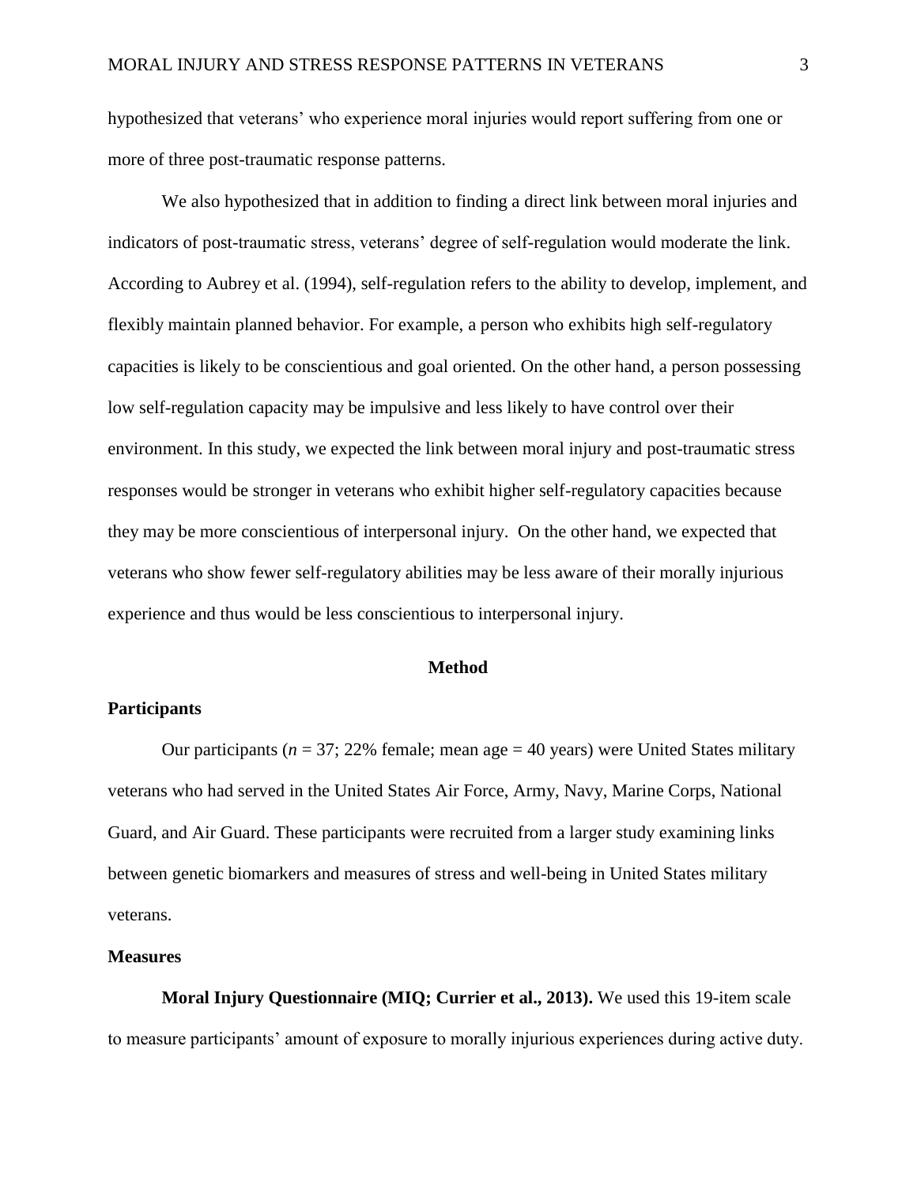hypothesized that veterans' who experience moral injuries would report suffering from one or more of three post-traumatic response patterns.

We also hypothesized that in addition to finding a direct link between moral injuries and indicators of post-traumatic stress, veterans' degree of self-regulation would moderate the link. According to Aubrey et al. (1994), self-regulation refers to the ability to develop, implement, and flexibly maintain planned behavior. For example, a person who exhibits high self-regulatory capacities is likely to be conscientious and goal oriented. On the other hand, a person possessing low self-regulation capacity may be impulsive and less likely to have control over their environment. In this study, we expected the link between moral injury and post-traumatic stress responses would be stronger in veterans who exhibit higher self-regulatory capacities because they may be more conscientious of interpersonal injury. On the other hand, we expected that veterans who show fewer self-regulatory abilities may be less aware of their morally injurious experience and thus would be less conscientious to interpersonal injury.

## Method

### Participants

Our participants (*n* = 37; 22% female; mean age = 40 years) were United States military veterans who had served in the United States Air Force, Army, Navy, Marine Corps, National Guard, and Air Guard. These participants were recruited from a larger study examining links between genetic biomarkers and measures of stress and well-being in United States military veterans.

### Measures

**Moral Injury Questionnaire (MIQ; Currier et al., 2013).** We used this 19-item scale to measure participants' amount of exposure to morally injurious experiences during active duty.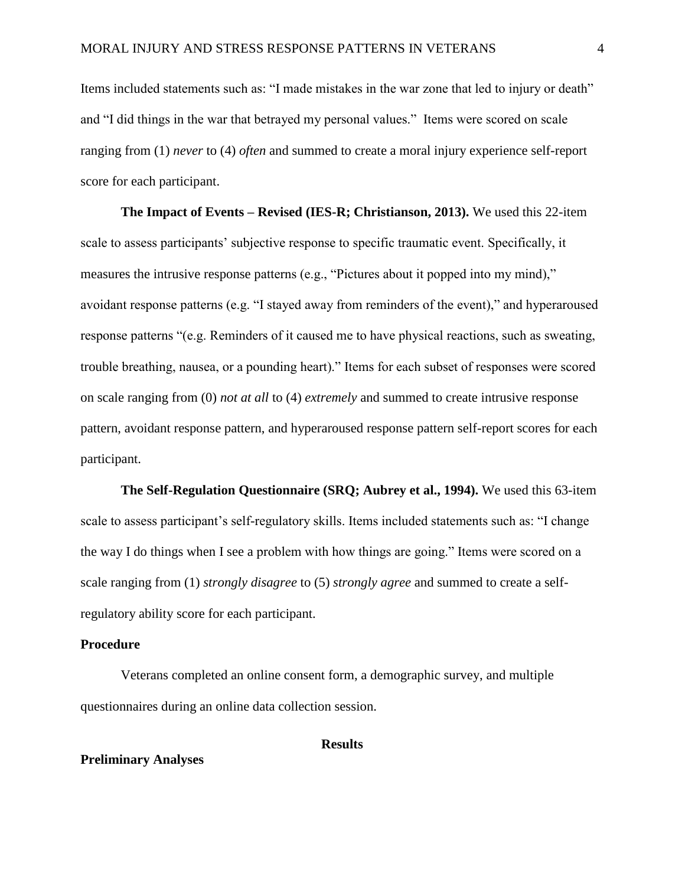Items included statements such as: "I made mistakes in the war zone that led to injury or death" and "I did things in the war that betrayed my personal values." Items were scored on scale ranging from (1) *never* to (4) *often* and summed to create a moral injury experience self-report score for each participant.

**The Impact of Events – Revised (IES-R; Christianson, 2013).** We used this 22-item scale to assess participants' subjective response to specific traumatic event. Specifically, it measures the intrusive response patterns (e.g., "Pictures about it popped into my mind)," avoidant response patterns (e.g. "I stayed away from reminders of the event)," and hyperaroused response patterns "(e.g. Reminders of it caused me to have physical reactions, such as sweating, trouble breathing, nausea, or a pounding heart)." Items for each subset of responses were scored on scale ranging from (0) *not at all* to (4) *extremely* and summed to create intrusive response pattern, avoidant response pattern, and hyperaroused response pattern self-report scores for each participant.

**The Self-Regulation Questionnaire (SRQ; Aubrey et al., 1994).** We used this 63-item scale to assess participant's self-regulatory skills. Items included statements such as: "I change the way I do things when I see a problem with how things are going." Items were scored on a scale ranging from (1) *strongly disagree* to (5) *strongly agree* and summed to create a self-regulatory ability score for each participant.

## Procedure

Veterans completed an online consent form, a demographic survey, and multiple questionnaires during an online data collection session.

# Results

## Preliminary Analyses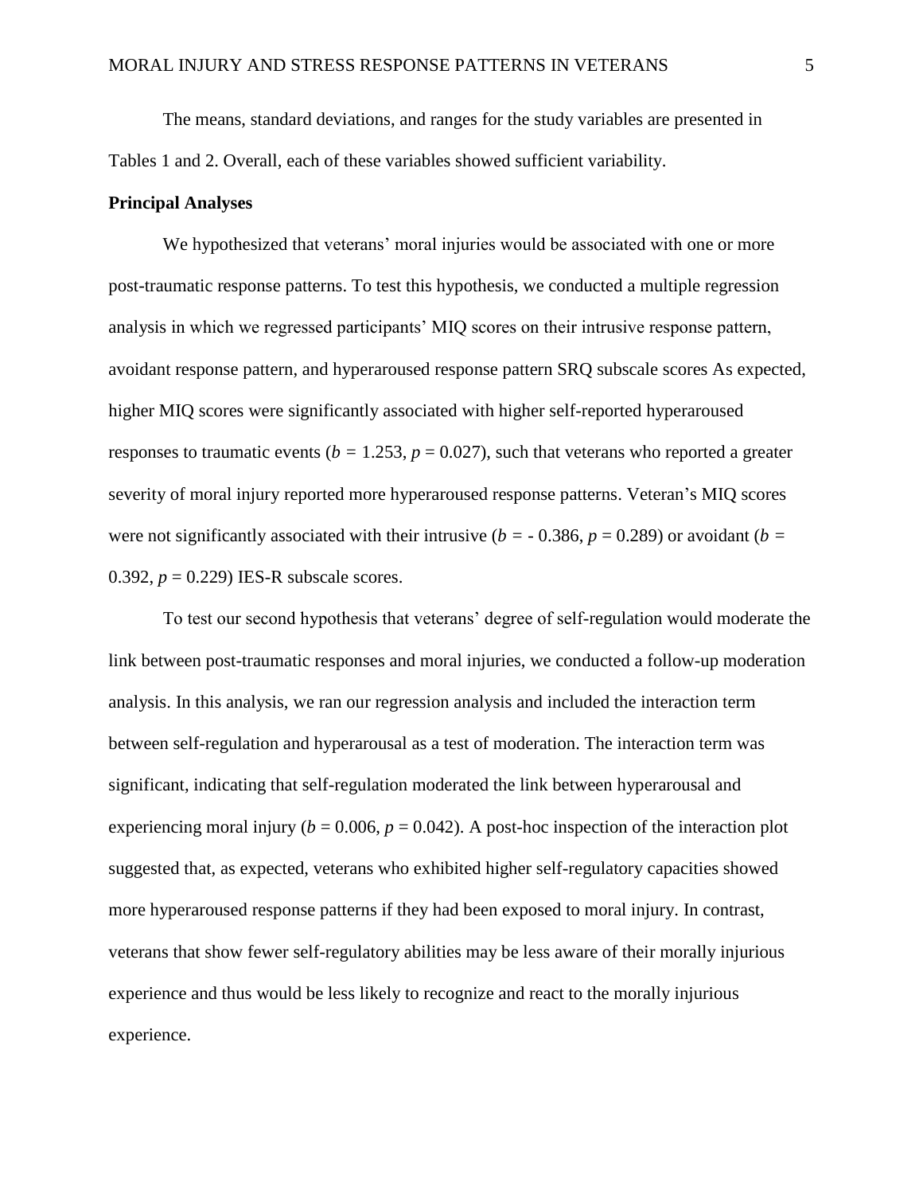The means, standard deviations, and ranges for the study variables are presented in Tables 1 and 2. Overall, each of these variables showed sufficient variability.

**Principal Analyses**

We hypothesized that veterans' moral injuries would be associated with one or more post-traumatic response patterns. To test this hypothesis, we conducted a multiple regression analysis in which we regressed participants' MIQ scores on their intrusive response pattern, avoidant response pattern, and hyperaroused response pattern SRQ subscale scores As expected, higher MIQ scores were significantly associated with higher self-reported hyperaroused responses to traumatic events ($b = 1.253$, $p = 0.027$), such that veterans who reported a greater severity of moral injury reported more hyperaroused response patterns. Veteran's MIQ scores were not significantly associated with their intrusive ($b = -0.386$, $p = 0.289$) or avoidant ($b = 0.392$, $p = 0.229$) IES-R subscale scores.

To test our second hypothesis that veterans' degree of self-regulation would moderate the link between post-traumatic responses and moral injuries, we conducted a follow-up moderation analysis. In this analysis, we ran our regression analysis and included the interaction term between self-regulation and hyperarousal as a test of moderation. The interaction term was significant, indicating that self-regulation moderated the link between hyperarousal and experiencing moral injury ($b = 0.006$, $p = 0.042$). A post-hoc inspection of the interaction plot suggested that, as expected, veterans who exhibited higher self-regulatory capacities showed more hyperaroused response patterns if they had been exposed to moral injury. In contrast, veterans that show fewer self-regulatory abilities may be less aware of their morally injurious experience and thus would be less likely to recognize and react to the morally injurious experience.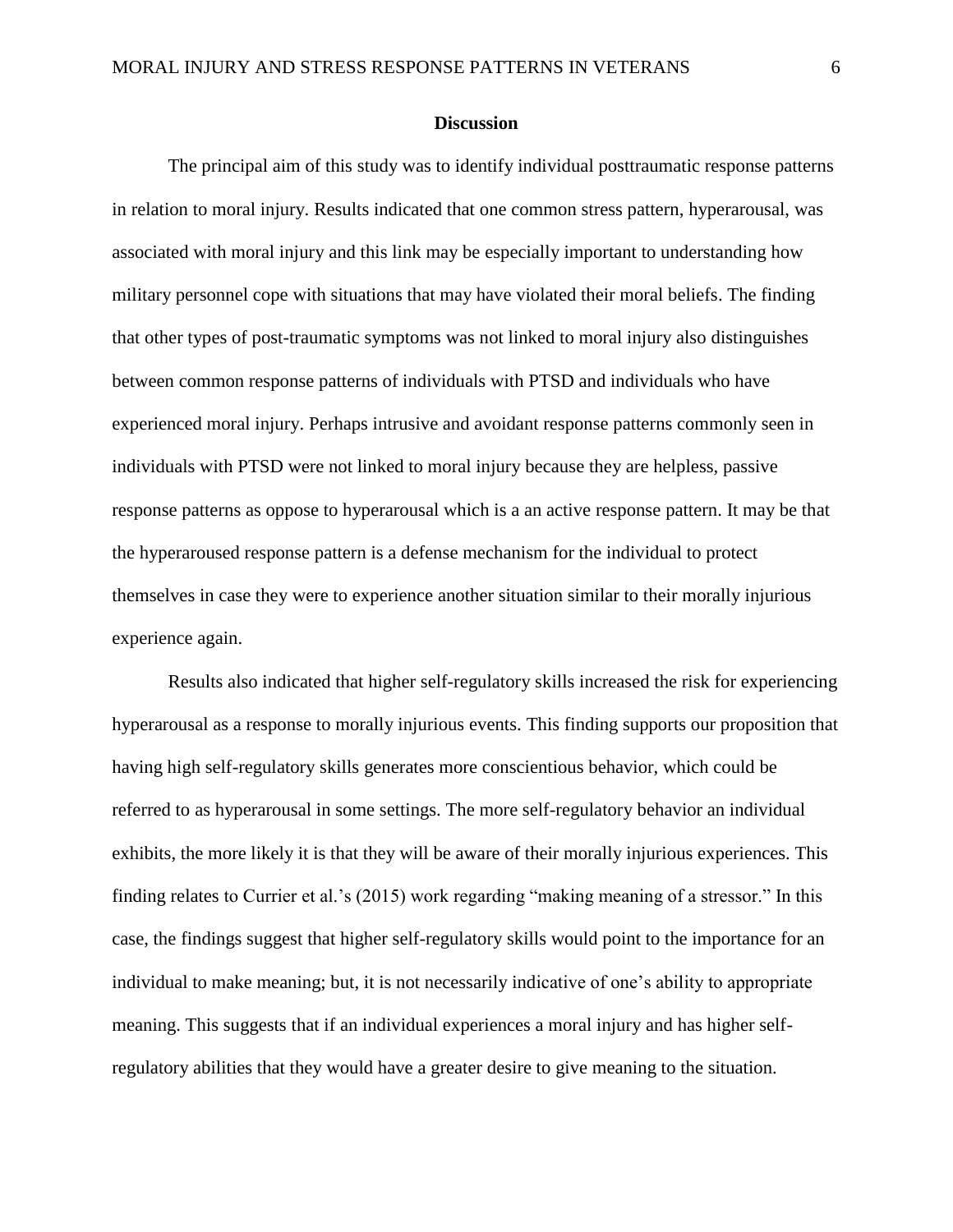## Discussion

The principal aim of this study was to identify individual posttraumatic response patterns in relation to moral injury. Results indicated that one common stress pattern, hyperarousal, was associated with moral injury and this link may be especially important to understanding how military personnel cope with situations that may have violated their moral beliefs. The finding that other types of post-traumatic symptoms was not linked to moral injury also distinguishes between common response patterns of individuals with PTSD and individuals who have experienced moral injury. Perhaps intrusive and avoidant response patterns commonly seen in individuals with PTSD were not linked to moral injury because they are helpless, passive response patterns as oppose to hyperarousal which is a an active response pattern. It may be that the hyperaroused response pattern is a defense mechanism for the individual to protect themselves in case they were to experience another situation similar to their morally injurious experience again.

Results also indicated that higher self-regulatory skills increased the risk for experiencing hyperarousal as a response to morally injurious events. This finding supports our proposition that having high self-regulatory skills generates more conscientious behavior, which could be referred to as hyperarousal in some settings. The more self-regulatory behavior an individual exhibits, the more likely it is that they will be aware of their morally injurious experiences. This finding relates to Currier et al.'s (2015) work regarding "making meaning of a stressor." In this case, the findings suggest that higher self-regulatory skills would point to the importance for an individual to make meaning; but, it is not necessarily indicative of one's ability to appropriate meaning. This suggests that if an individual experiences a moral injury and has higher self-regulatory abilities that they would have a greater desire to give meaning to the situation.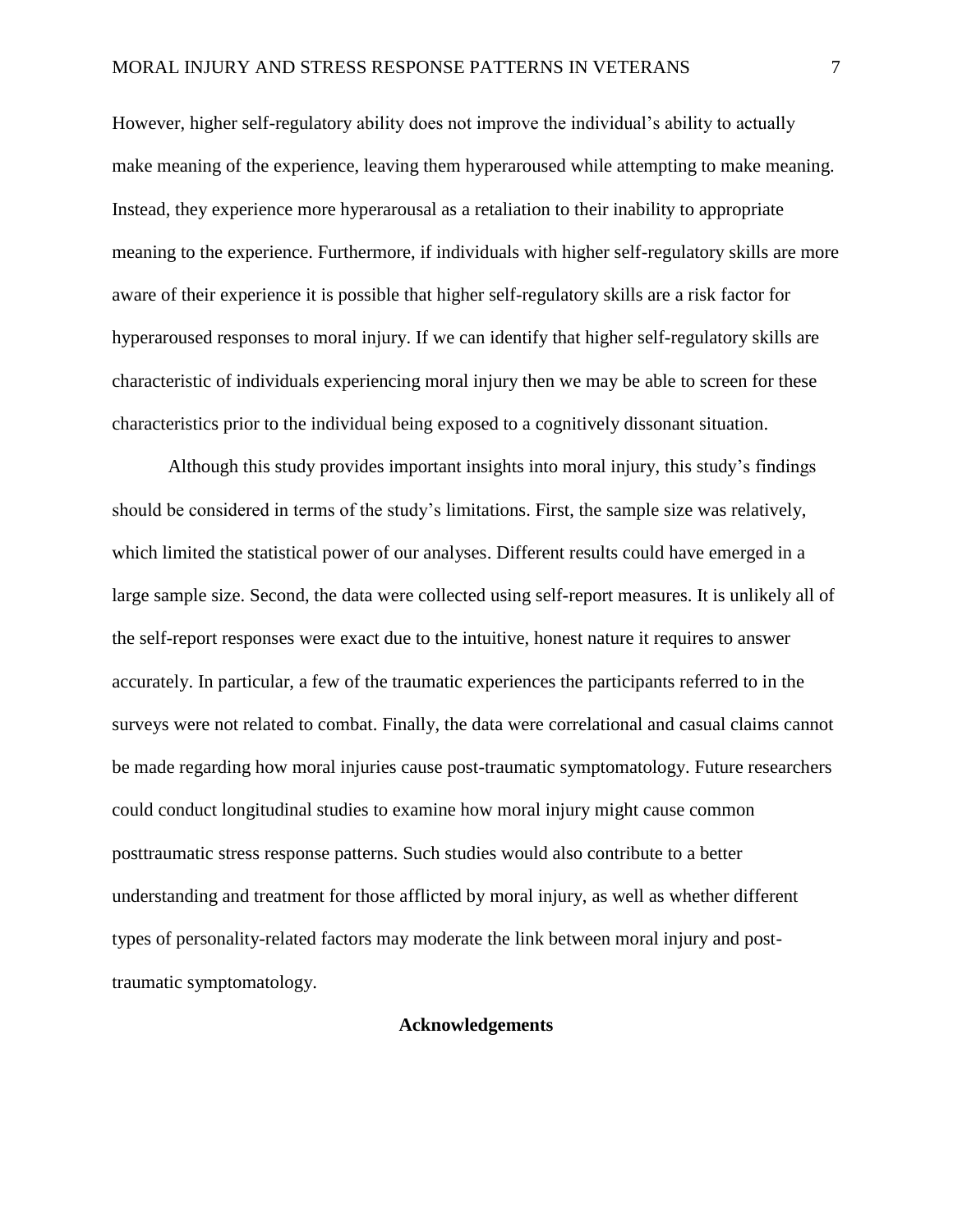However, higher self-regulatory ability does not improve the individual's ability to actually make meaning of the experience, leaving them hyperaroused while attempting to make meaning. Instead, they experience more hyperarousal as a retaliation to their inability to appropriate meaning to the experience. Furthermore, if individuals with higher self-regulatory skills are more aware of their experience it is possible that higher self-regulatory skills are a risk factor for hyperaroused responses to moral injury. If we can identify that higher self-regulatory skills are characteristic of individuals experiencing moral injury then we may be able to screen for these characteristics prior to the individual being exposed to a cognitively dissonant situation.

Although this study provides important insights into moral injury, this study's findings should be considered in terms of the study's limitations. First, the sample size was relatively, which limited the statistical power of our analyses. Different results could have emerged in a large sample size. Second, the data were collected using self-report measures. It is unlikely all of the self-report responses were exact due to the intuitive, honest nature it requires to answer accurately. In particular, a few of the traumatic experiences the participants referred to in the surveys were not related to combat. Finally, the data were correlational and casual claims cannot be made regarding how moral injuries cause post-traumatic symptomatology. Future researchers could conduct longitudinal studies to examine how moral injury might cause common posttraumatic stress response patterns. Such studies would also contribute to a better understanding and treatment for those afflicted by moral injury, as well as whether different types of personality-related factors may moderate the link between moral injury and post-traumatic symptomatology.

## Acknowledgements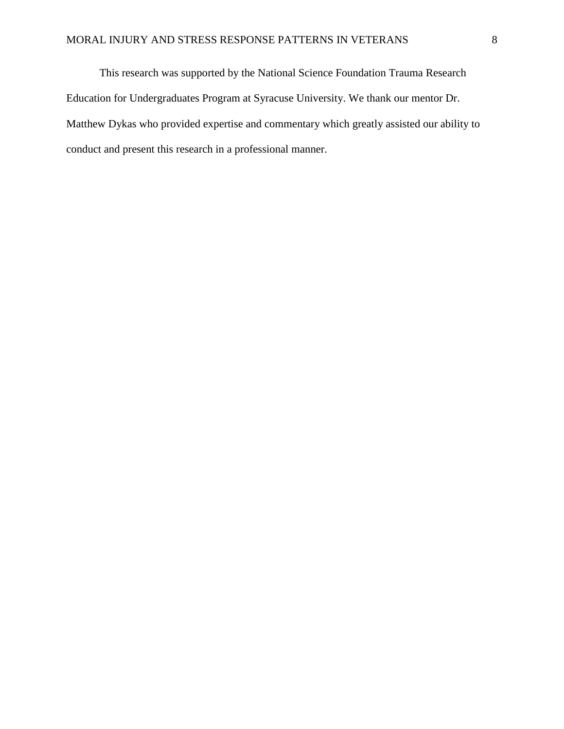This research was supported by the National Science Foundation Trauma Research Education for Undergraduates Program at Syracuse University. We thank our mentor Dr. Matthew Dykas who provided expertise and commentary which greatly assisted our ability to conduct and present this research in a professional manner.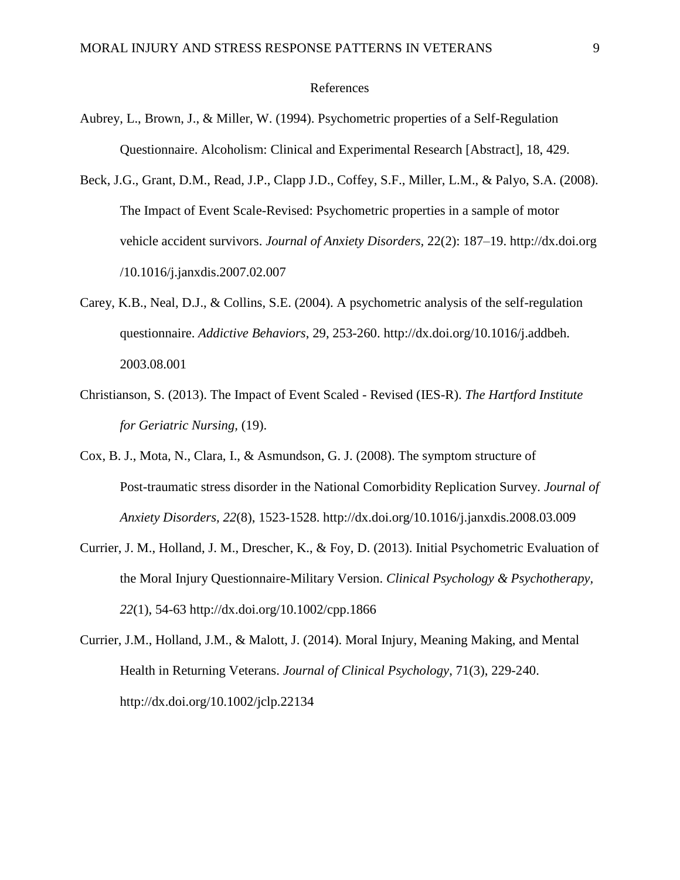# References

Aubrey, L., Brown, J., & Miller, W. (1994). Psychometric properties of a Self-Regulation Questionnaire. Alcoholism: Clinical and Experimental Research [Abstract], 18, 429.

Beck, J.G., Grant, D.M., Read, J.P., Clapp J.D., Coffey, S.F., Miller, L.M., & Palyo, S.A. (2008). The Impact of Event Scale-Revised: Psychometric properties in a sample of motor vehicle accident survivors. *Journal of Anxiety Disorders*, 22(2): 187–19. http://dx.doi.org /10.1016/j.janxdis.2007.02.007

Carey, K.B., Neal, D.J., & Collins, S.E. (2004). A psychometric analysis of the self-regulation questionnaire. *Addictive Behaviors*, 29, 253-260. http://dx.doi.org/10.1016/j.addbeh. 2003.08.001

Christianson, S. (2013). The Impact of Event Scaled - Revised (IES-R). *The Hartford Institute for Geriatric Nursing*, (19).

Cox, B. J., Mota, N., Clara, I., & Asmundson, G. J. (2008). The symptom structure of Post-traumatic stress disorder in the National Comorbidity Replication Survey. *Journal of Anxiety Disorders, 22*(8), 1523-1528. http://dx.doi.org/10.1016/j.janxdis.2008.03.009

Currier, J. M., Holland, J. M., Drescher, K., & Foy, D. (2013). Initial Psychometric Evaluation of the Moral Injury Questionnaire-Military Version. *Clinical Psychology & Psychotherapy, 22*(1), 54-63 http://dx.doi.org/10.1002/cpp.1866

Currier, J.M., Holland, J.M., & Malott, J. (2014). Moral Injury, Meaning Making, and Mental Health in Returning Veterans. *Journal of Clinical Psychology*, 71(3), 229-240. http://dx.doi.org/10.1002/jclp.22134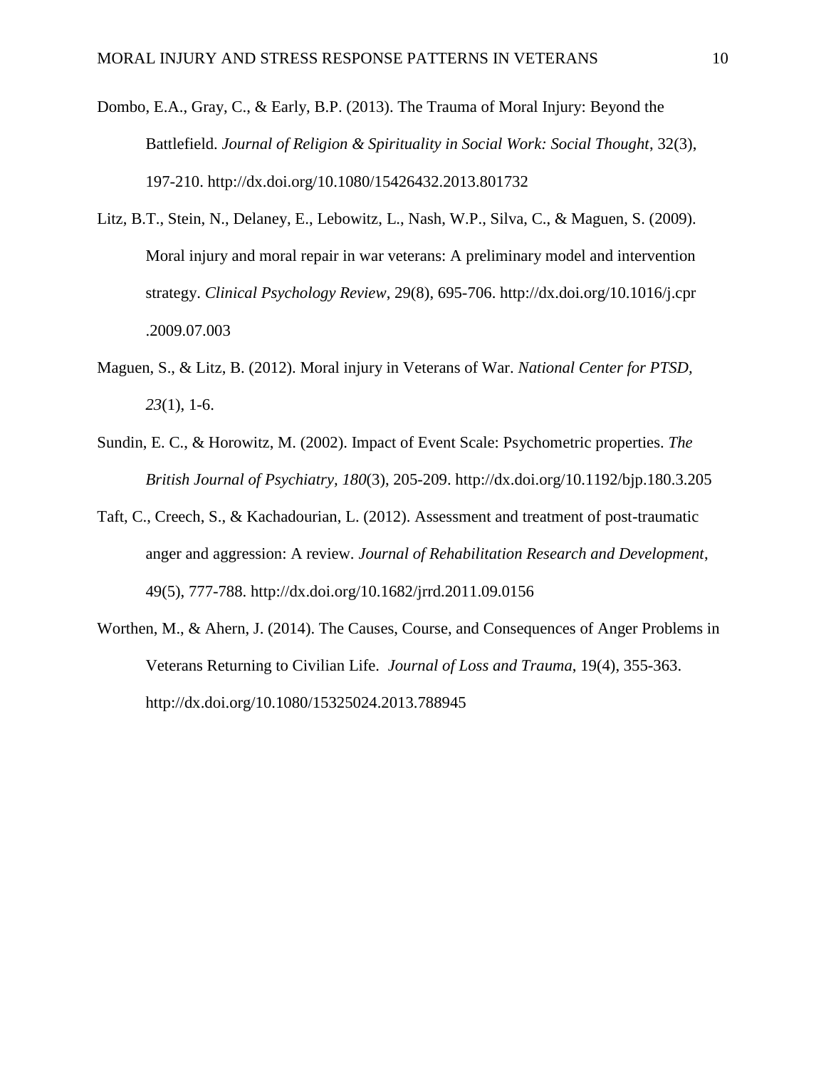Dombo, E.A., Gray, C., & Early, B.P. (2013). The Trauma of Moral Injury: Beyond the Battlefield. *Journal of Religion & Spirituality in Social Work: Social Thought*, 32(3), 197-210. http://dx.doi.org/10.1080/15426432.2013.801732

Litz, B.T., Stein, N., Delaney, E., Lebowitz, L., Nash, W.P., Silva, C., & Maguen, S. (2009). Moral injury and moral repair in war veterans: A preliminary model and intervention strategy. *Clinical Psychology Review*, 29(8), 695-706. http://dx.doi.org/10.1016/j.cpr.2009.07.003

Maguen, S., & Litz, B. (2012). Moral injury in Veterans of War. *National Center for PTSD, 23*(1), 1-6.

Sundin, E. C., & Horowitz, M. (2002). Impact of Event Scale: Psychometric properties. *The British Journal of Psychiatry, 180*(3), 205-209. http://dx.doi.org/10.1192/bjp.180.3.205

Taft, C., Creech, S., & Kachadourian, L. (2012). Assessment and treatment of post-traumatic anger and aggression: A review. *Journal of Rehabilitation Research and Development*, 49(5), 777-788. http://dx.doi.org/10.1682/jrrd.2011.09.0156

Worthen, M., & Ahern, J. (2014). The Causes, Course, and Consequences of Anger Problems in Veterans Returning to Civilian Life. *Journal of Loss and Trauma*, 19(4), 355-363. http://dx.doi.org/10.1080/15325024.2013.788945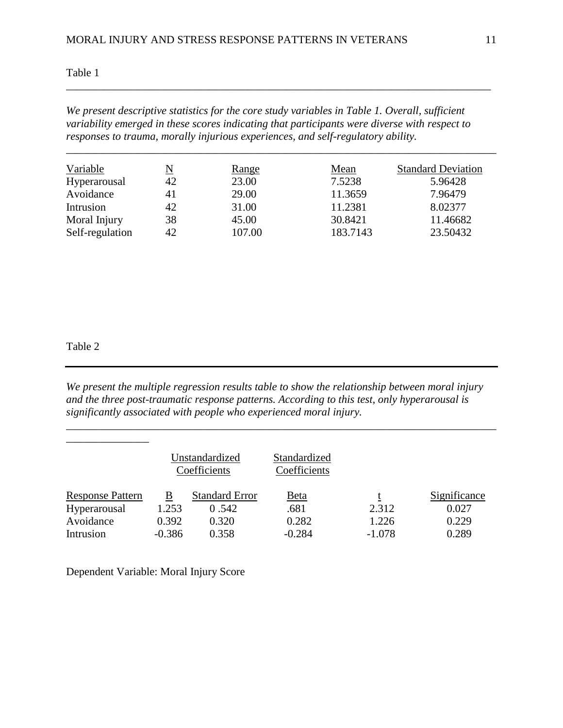Table 1

*We present descriptive statistics for the core study variables in Table 1. Overall, sufficient variability emerged in these scores indicating that participants were diverse with respect to responses to trauma, morally injurious experiences, and self-regulatory ability.*

| Variable | N | Range | Mean | Standard Deviation |
|---|---|---|---|---|
| Hyperarousal | 42 | 23.00 | 7.5238 | 5.96428 |
| Avoidance | 41 | 29.00 | 11.3659 | 7.96479 |
| Intrusion | 42 | 31.00 | 11.2381 | 8.02377 |
| Moral Injury | 38 | 45.00 | 30.8421 | 11.46682 |
| Self-regulation | 42 | 107.00 | 183.7143 | 23.50432 |

Table 2

*We present the multiple regression results table to show the relationship between moral injury and the three post-traumatic response patterns. According to this test, only hyperarousal is significantly associated with people who experienced moral injury.*

| | Unstandardized Coefficients | | Standardized Coefficients | | |
|---|---|---|---|---|---|
| Response Pattern | B | Standard Error | Beta | t | Significance |
| Hyperarousal | 1.253 | 0 .542 | .681 | 2.312 | 0.027 |
| Avoidance | 0.392 | 0.320 | 0.282 | 1.226 | 0.229 |
| Intrusion | -0.386 | 0.358 | -0.284 | -1.078 | 0.289 |

Dependent Variable: Moral Injury Score